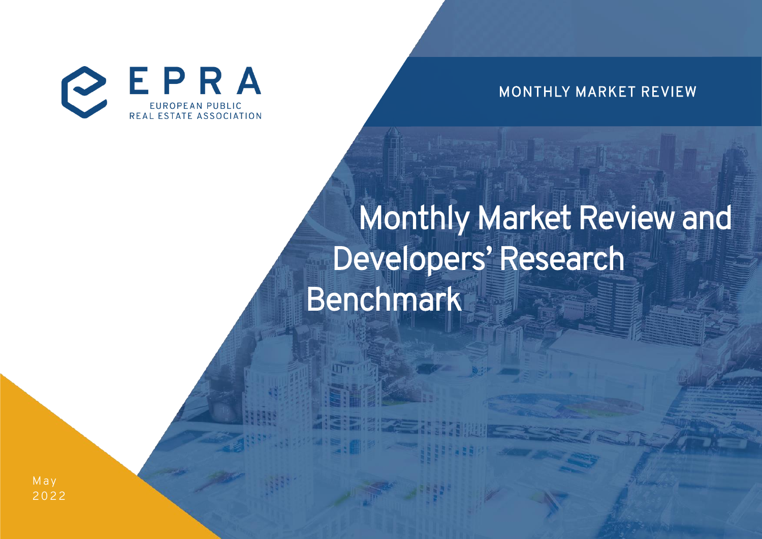EPRA

EUROPEAN PUBLIC REAL ESTATE ASSOCIATION

MONTHLY MARKET REVIEW

# Monthly Market Review and Developers' Research Benchmark

May 2022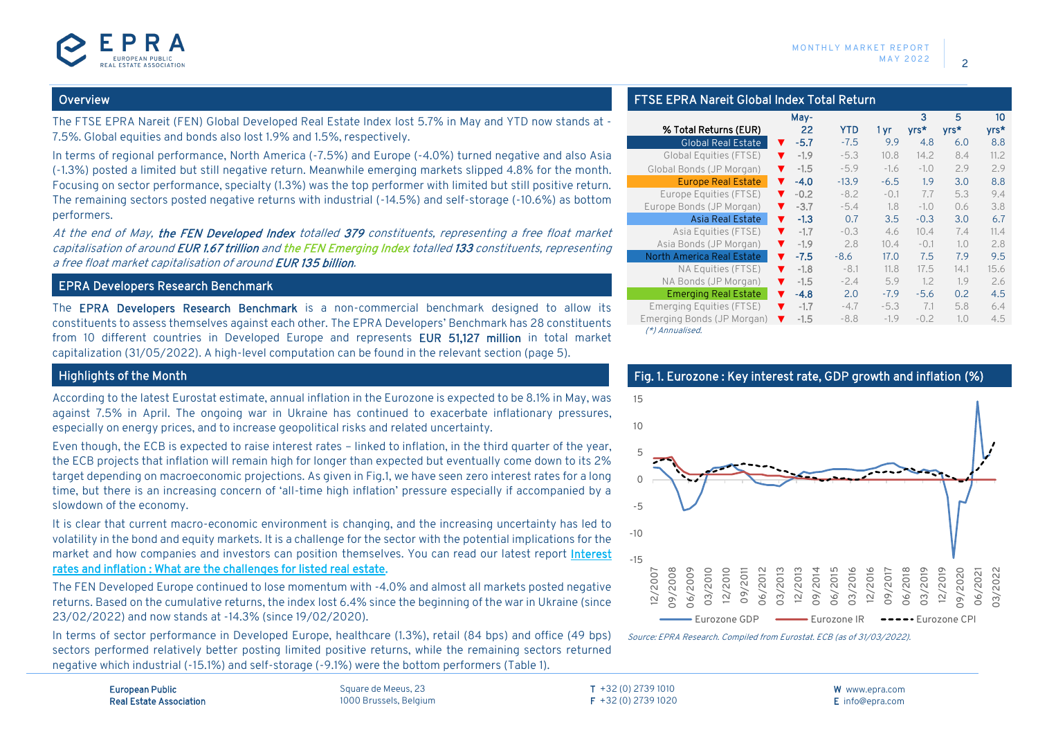## Overview

The FTSE EPRA Nareit (FEN) Global Developed Real Estate Index lost 5.7% in May and YTD now stands at -7.5%. Global equities and bonds also lost 1.9% and 1.5%, respectively.

In terms of regional performance, North America (-7.5%) and Europe (-4.0%) turned negative and also Asia (-1.3%) posted a limited but still negative return. Meanwhile emerging markets slipped 4.8% for the month. Focusing on sector performance, specialty (1.3%) was the top performer with limited but still positive return. The remaining sectors posted negative returns with industrial (-14.5%) and self-storage (-10.6%) as bottom performers.

*At the end of May,* ***the FEN Developed Index*** *totalled* ***379*** *constituents, representing a free float market capitalisation of around* ***EUR 1.67 trillion*** *and* ***the FEN Emerging Index*** *totalled* ***133*** *constituents, representing a free float market capitalisation of around* ***EUR 135 billion****.*

## EPRA Developers Research Benchmark

The **EPRA Developers Research Benchmark** is a non-commercial benchmark designed to allow its constituents to assess themselves against each other. The EPRA Developers' Benchmark has 28 constituents from 10 different countries in Developed Europe and represents **EUR 51,127 million** in total market capitalization (31/05/2022). A high-level computation can be found in the relevant section (page 5).

## Highlights of the Month

According to the latest Eurostat estimate, annual inflation in the Eurozone is expected to be 8.1% in May, was against 7.5% in April. The ongoing war in Ukraine has continued to exacerbate inflationary pressures, especially on energy prices, and to increase geopolitical risks and related uncertainty.

Even though, the ECB is expected to raise interest rates – linked to inflation, in the third quarter of the year, the ECB projects that inflation will remain high for longer than expected but eventually come down to its 2% target depending on macroeconomic projections. As given in Fig.1, we have seen zero interest rates for a long time, but there is an increasing concern of 'all-time high inflation' pressure especially if accompanied by a slowdown of the economy.

It is clear that current macro-economic environment is changing, and the increasing uncertainty has led to volatility in the bond and equity markets. It is a challenge for the sector with the potential implications for the market and how companies and investors can position themselves. You can read our latest report **Interest rates and inflation : What are the challenges for listed real estate**.

The FEN Developed Europe continued to lose momentum with -4.0% and almost all markets posted negative returns. Based on the cumulative returns, the index lost 6.4% since the beginning of the war in Ukraine (since 23/02/2022) and now stands at -14.3% (since 19/02/2020).

In terms of sector performance in Developed Europe, healthcare (1.3%), retail (84 bps) and office (49 bps) sectors performed relatively better posting limited positive returns, while the remaining sectors returned negative which industrial (-15.1%) and self-storage (-9.1%) were the bottom performers (Table 1).

## FTSE EPRA Nareit Global Index Total Return

| % Total Returns (EUR) | | May-22 | YTD | 1 yr | 3 yrs* | 5 yrs* | 10 yrs* |
|---|---|---|---|---|---|---|---|
| Global Real Estate | ▼ | -5.7 | -7.5 | 9.9 | 4.8 | 6.0 | 8.8 |
| Global Equities (FTSE) | ▼ | -1.9 | -5.3 | 10.8 | 14.2 | 8.4 | 11.2 |
| Global Bonds (JP Morgan) | ▼ | -1.5 | -5.9 | -1.6 | -1.0 | 2.9 | 2.9 |
| Europe Real Estate | ▼ | -4.0 | -13.9 | -6.5 | 1.9 | 3.0 | 8.8 |
| Europe Equities (FTSE) | ▼ | -0.2 | -8.2 | -0.1 | 7.7 | 5.3 | 9.4 |
| Europe Bonds (JP Morgan) | ▼ | -3.7 | -5.4 | 1.8 | -1.0 | 0.6 | 3.8 |
| Asia Real Estate | ▼ | -1.3 | 0.7 | 3.5 | -0.3 | 3.0 | 6.7 |
| Asia Equities (FTSE) | ▼ | -1.7 | -0.3 | 4.6 | 10.4 | 7.4 | 11.4 |
| Asia Bonds (JP Morgan) | ▼ | -1.9 | 2.8 | 10.4 | -0.1 | 1.0 | 2.8 |
| North America Real Estate | ▼ | -7.5 | -8.6 | 17.0 | 7.5 | 7.9 | 9.5 |
| NA Equities (FTSE) | ▼ | -1.8 | -8.1 | 11.8 | 17.5 | 14.1 | 15.6 |
| NA Bonds (JP Morgan) | ▼ | -1.5 | -2.4 | 5.9 | 1.2 | 1.9 | 2.6 |
| Emerging Real Estate | ▼ | -4.8 | 2.0 | -7.9 | -5.6 | 0.2 | 4.5 |
| Emerging Equities (FTSE) | ▼ | -1.7 | -4.7 | -5.3 | 7.1 | 5.8 | 6.4 |
| Emerging Bonds (JP Morgan) | ▼ | -1.5 | -8.8 | -1.9 | -0.2 | 1.0 | 4.5 |

*(\*) Annualised.*

## Fig. 1. Eurozone : Key interest rate, GDP growth and inflation (%)

*Source: EPRA Research. Compiled from Eurostat. ECB (as of 31/03/2022).*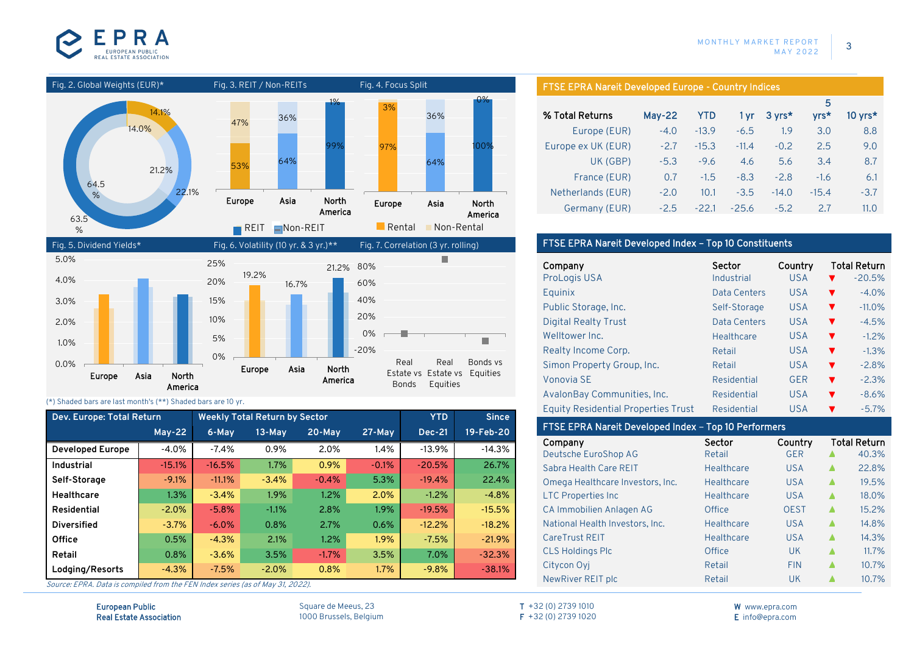Fig. 2. Global Weights (EUR)*

Fig. 3. REIT / Non-REITs

| | Europe | Asia | North America |
|---|---|---|---|
| REIT | 53% | 64% | 99% |
| Non-REIT | 47% | 36% | 1% |

Fig. 4. Focus Split

| | Europe | Asia | North America |
|---|---|---|---|
| Rental | 97% | 64% | 100% |
| Non-Rental | 3% | 36% | 0% |

Fig. 5. Dividend Yields*

Fig. 6. Volatility (10 yr. & 3 yr.)**

Fig. 7. Correlation (3 yr. rolling)

(*) Shaded bars are last month's (**) Shaded bars are 10 yr.

| Dev. Europe: Total Return | May-22 | Weekly Total Return by Sector 6-May | 13-May | 20-May | 27-May | YTD Dec-21 | Since 19-Feb-20 |
|---|---|---|---|---|---|---|---|
| Developed Europe | -4.0% | -7.4% | 0.9% | 2.0% | 1.4% | -13.9% | -14.3% |
| Industrial | -15.1% | -16.5% | 1.7% | 0.9% | -0.1% | -20.5% | 26.7% |
| Self-Storage | -9.1% | -11.1% | -3.4% | -0.4% | 5.3% | -19.4% | 22.4% |
| Healthcare | 1.3% | -3.4% | 1.9% | 1.2% | 2.0% | -1.2% | -4.8% |
| Residential | -2.0% | -5.8% | -1.1% | 2.8% | 1.9% | -19.5% | -15.5% |
| Diversified | -3.7% | -6.0% | 0.8% | 2.7% | 0.6% | -12.2% | -18.2% |
| Office | 0.5% | -4.3% | 2.1% | 1.2% | 1.9% | -7.5% | -21.9% |
| Retail | 0.8% | -3.6% | 3.5% | -1.7% | 3.5% | 7.0% | -32.3% |
| Lodging/Resorts | -4.3% | -7.5% | -2.0% | 0.8% | 1.7% | -9.8% | -38.1% |

*Source: EPRA. Data is compiled from the FEN Index series (as of May 31, 2022).*

## FTSE EPRA Nareit Developed Europe - Country Indices

| % Total Returns | May-22 | YTD | 1 yr | 3 yrs* | 5 yrs* | 10 yrs* |
|---|---|---|---|---|---|---|
| Europe (EUR) | -4.0 | -13.9 | -6.5 | 1.9 | 3.0 | 8.8 |
| Europe ex UK (EUR) | -2.7 | -15.3 | -11.4 | -0.2 | 2.5 | 9.0 |
| UK (GBP) | -5.3 | -9.6 | 4.6 | 5.6 | 3.4 | 8.7 |
| France (EUR) | 0.7 | -1.5 | -8.3 | -2.8 | -1.6 | 6.1 |
| Netherlands (EUR) | -2.0 | 10.1 | -3.5 | -14.0 | -15.4 | -3.7 |
| Germany (EUR) | -2.5 | -22.1 | -25.6 | -5.2 | 2.7 | 11.0 |

## FTSE EPRA Nareit Developed Index – Top 10 Constituents

| Company | Sector | Country | Total Return |
|---|---|---|---|
| ProLogis USA | Industrial | USA | ▼ -20.5% |
| Equinix | Data Centers | USA | ▼ -4.0% |
| Public Storage, Inc. | Self-Storage | USA | ▼ -11.0% |
| Digital Realty Trust | Data Centers | USA | ▼ -4.5% |
| Welltower Inc. | Healthcare | USA | ▼ -1.2% |
| Realty Income Corp. | Retail | USA | ▼ -1.3% |
| Simon Property Group, Inc. | Retail | USA | ▼ -2.8% |
| Vonovia SE | Residential | GER | ▼ -2.3% |
| AvalonBay Communities, Inc. | Residential | USA | ▼ -8.6% |
| Equity Residential Properties Trust | Residential | USA | ▼ -5.7% |

## FTSE EPRA Nareit Developed Index – Top 10 Performers

| Company | Sector | Country | Total Return |
|---|---|---|---|
| Deutsche EuroShop AG | Retail | GER | ▲ 40.3% |
| Sabra Health Care REIT | Healthcare | USA | ▲ 22.8% |
| Omega Healthcare Investors, Inc. | Healthcare | USA | ▲ 19.5% |
| LTC Properties Inc | Healthcare | USA | ▲ 18.0% |
| CA Immobilien Anlagen AG | Office | OEST | ▲ 15.2% |
| National Health Investors, Inc. | Healthcare | USA | ▲ 14.8% |
| CareTrust REIT | Healthcare | USA | ▲ 14.3% |
| CLS Holdings Plc | Office | UK | ▲ 11.7% |
| Citycon Oyj | Retail | FIN | ▲ 10.7% |
| NewRiver REIT plc | Retail | UK | ▲ 10.7% |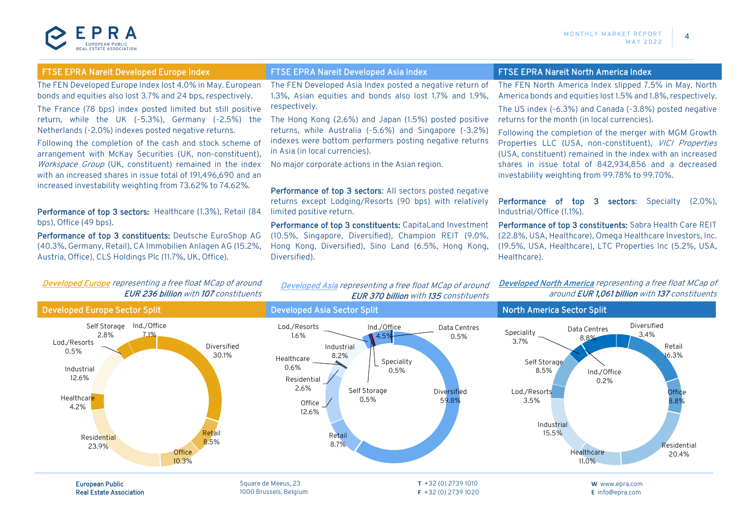## FTSE EPRA Nareit Developed Europe Index

The FEN Developed Europe Index lost 4.0% in May. European bonds and equities also lost 3.7% and 24 bps, respectively.

The France (78 bps) index posted limited but still positive return, while the UK (-5.3%), Germany (-2.5%) the Netherlands (-2.0%) indexes posted negative returns.

Following the completion of the cash and stock scheme of arrangement with McKay Securities (UK, non-constituent), *Workspace Group* (UK, constituent) remained in the index with an increased shares in issue total of 191,496,690 and an increased investability weighting from 73.62% to 74.62%.

**Performance of top 3 sectors:** Healthcare (1.3%), Retail (84 bps), Office (49 bps).

**Performance of top 3 constituents:** Deutsche EuroShop AG (40.3%, Germany, Retail), CA Immobilien Anlagen AG (15.2%, Austria, Office), CLS Holdings Plc (11.7%, UK, Office).

*Developed Europe representing a free float MCap of around **EUR 236 billion** with **107** constituents*

### Developed Europe Sector Split

| Sector | Share |
|---|---|
| Diversified | 30.1% |
| Retail | 8.5% |
| Office | 10.3% |
| Residential | 23.9% |
| Healthcare | 4.2% |
| Industrial | 12.6% |
| Lod./Resorts | 0.5% |
| Self Storage | 2.8% |
| Ind./Office | 7.1% |

## FTSE EPRA Nareit Developed Asia Index

The FEN Developed Asia Index posted a negative return of 1.3%, Asian equities and bonds also lost 1.7% and 1.9%, respectively.

The Hong Kong (2.6%) and Japan (1.5%) posted positive returns, while Australia (-5.6%) and Singapore (-3.2%) indexes were bottom performers posting negative returns in Asia (in local currencies).

No major corporate actions in the Asian region.

**Performance of top 3 sectors**: All sectors posted negative returns except Lodging/Resorts (90 bps) with relatively limited positive return.

**Performance of top 3 constituents:** CapitaLand Investment (10.5%, Singapore, Diversified), Champion REIT (9.0%, Hong Kong, Diversified), Sino Land (6.5%, Hong Kong, Diversified).

*Developed Asia representing a free float MCap of around **EUR 370 billion** with **135** constituents*

### Developed Asia Sector Split

| Sector | Share |
|---|---|
| Diversified | 59.8% |
| Retail | 8.7% |
| Office | 12.6% |
| Residential | 2.6% |
| Healthcare | 0.6% |
| Industrial | 8.2% |
| Lod./Resorts | 1.6% |
| Self Storage | 0.5% |
| Ind./Office | 4.5% |
| Speciality | 0.5% |
| Data Centres | 0.5% |

## FTSE EPRA Nareit North America Index

The FEN North America Index slipped 7.5% in May. North America bonds and equities lost 1.5% and 1.8%, respectively.

The US index (-6.3%) and Canada (-3.8%) posted negative returns for the month (in local currencies).

Following the completion of the merger with MGM Growth Properties LLC (USA, non-constituent), *VICI Properties* (USA, constituent) remained in the index with an increased shares in issue total of 842,934,856 and a decreased investability weighting from 99.78% to 99.70%.

**Performance of top 3 sectors**: Specialty (2.0%), Industrial/Office (1.1%).

**Performance of top 3 constituents:** Sabra Health Care REIT (22.8%, USA, Healthcare), Omega Healthcare Investors, Inc. (19.5%, USA, Healthcare), LTC Properties Inc (5.2%, USA, Healthcare).

*Developed North America representing a free float MCap of around **EUR 1,061 billion** with **137** constituents*

### North America Sector Split

| Sector | Share |
|---|---|
| Diversified | 3.4% |
| Retail | 16.3% |
| Office | 8.8% |
| Residential | 20.4% |
| Healthcare | 11.0% |
| Industrial | 15.5% |
| Lod./Resorts | 3.5% |
| Self Storage | 8.5% |
| Speciality | 3.7% |
| Data Centres | 8.8% |
| Ind./Office | 0.2% |

**European Public Real Estate Association**
Square de Meeus, 23
1000 Brussels, Belgium
**T** +32 (0) 2739 1010
**F** +32 (0) 2739 1020
**W** www.epra.com
**E** info@epra.com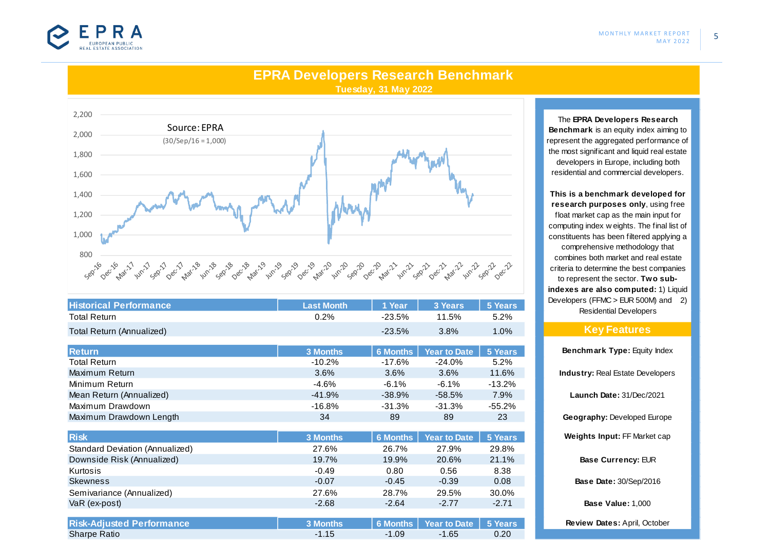# EPRA Developers Research Benchmark

**Tuesday, 31 May 2022**

Source: EPRA

(30/Sep/16 = 1,000)

| Historical Performance | Last Month | 1 Year | 3 Years | 5 Years |
|---|---|---|---|---|
| Total Return | 0.2% | -23.5% | 11.5% | 5.2% |
| Total Return (Annualized) | | -23.5% | 3.8% | 1.0% |

| Return | 3 Months | 6 Months | Year to Date | 5 Years |
|---|---|---|---|---|
| Total Return | -10.2% | -17.6% | -24.0% | 5.2% |
| Maximum Return | 3.6% | 3.6% | 3.6% | 11.6% |
| Minimum Return | -4.6% | -6.1% | -6.1% | -13.2% |
| Mean Return (Annualized) | -41.9% | -38.9% | -58.5% | 7.9% |
| Maximum Drawdown | -16.8% | -31.3% | -31.3% | -55.2% |
| Maximum Drawdown Length | 34 | 89 | 89 | 23 |

| Risk | 3 Months | 6 Months | Year to Date | 5 Years |
|---|---|---|---|---|
| Standard Deviation (Annualized) | 27.6% | 26.7% | 27.9% | 29.8% |
| Downside Risk (Annualized) | 19.7% | 19.9% | 20.6% | 21.1% |
| Kurtosis | -0.49 | 0.80 | 0.56 | 8.38 |
| Skewness | -0.07 | -0.45 | -0.39 | 0.08 |
| Semivariance (Annualized) | 27.6% | 28.7% | 29.5% | 30.0% |
| VaR (ex-post) | -2.68 | -2.64 | -2.77 | -2.71 |

| Risk-Adjusted Performance | 3 Months | 6 Months | Year to Date | 5 Years |
|---|---|---|---|---|
| Sharpe Ratio | -1.15 | -1.09 | -1.65 | 0.20 |

The **EPRA Developers Research Benchmark** is an equity index aiming to represent the aggregated performance of the most significant and liquid real estate developers in Europe, including both residential and commercial developers.

**This is a benchmark developed for research purposes only**, using free float market cap as the main input for computing index weights. The final list of constituents has been filtered applying a comprehensive methodology that combines both market and real estate criteria to determine the best companies to represent the sector. **Two sub-indexes are also computed:** 1) Liquid Developers (FFMC > EUR 500M) and 2) Residential Developers

## Key Features

**Benchmark Type:** Equity Index

**Industry:** Real Estate Developers

**Launch Date:** 31/Dec/2021

**Geography:** Developed Europe

**Weights Input:** FF Market cap

**Base Currency:** EUR

**Base Date:** 30/Sep/2016

**Base Value:** 1,000

**Review Dates:** April, October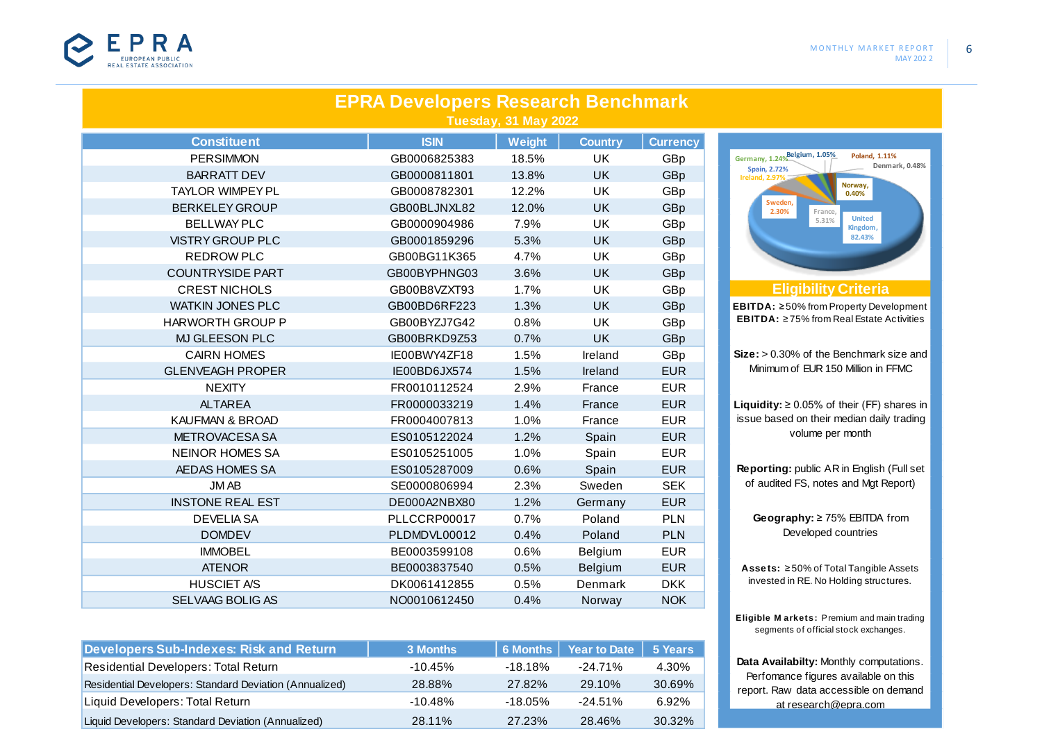# EPRA Developers Research Benchmark

**Tuesday, 31 May 2022**

| Constituent | ISIN | Weight | Country | Currency |
|---|---|---|---|---|
| PERSIMMON | GB0006825383 | 18.5% | UK | GBp |
| BARRATT DEV | GB0000811801 | 13.8% | UK | GBp |
| TAYLOR WIMPEY PL | GB0008782301 | 12.2% | UK | GBp |
| BERKELEY GROUP | GB00BLJNXL82 | 12.0% | UK | GBp |
| BELLWAY PLC | GB0000904986 | 7.9% | UK | GBp |
| VISTRY GROUP PLC | GB0001859296 | 5.3% | UK | GBp |
| REDROW PLC | GB00BG11K365 | 4.7% | UK | GBp |
| COUNTRYSIDE PART | GB00BYPHNG03 | 3.6% | UK | GBp |
| CREST NICHOLS | GB00B8VZXT93 | 1.7% | UK | GBp |
| WATKIN JONES PLC | GB00BD6RF223 | 1.3% | UK | GBp |
| HARWORTH GROUP P | GB00BYZJ7G42 | 0.8% | UK | GBp |
| MJ GLEESON PLC | GB00BRKD9Z53 | 0.7% | UK | GBp |
| CAIRN HOMES | IE00BWY4ZF18 | 1.5% | Ireland | GBp |
| GLENVEAGH PROPER | IE00BD6JX574 | 1.5% | Ireland | EUR |
| NEXITY | FR0010112524 | 2.9% | France | EUR |
| ALTAREA | FR0000033219 | 1.4% | France | EUR |
| KAUFMAN & BROAD | FR0004007813 | 1.0% | France | EUR |
| METROVACESA SA | ES0105122024 | 1.2% | Spain | EUR |
| NEINOR HOMES SA | ES0105251005 | 1.0% | Spain | EUR |
| AEDAS HOMES SA | ES0105287009 | 0.6% | Spain | EUR |
| JM AB | SE0000806994 | 2.3% | Sweden | SEK |
| INSTONE REAL EST | DE000A2NBX80 | 1.2% | Germany | EUR |
| DEVELIA SA | PLLCCRP00017 | 0.7% | Poland | PLN |
| DOMDEV | PLDMDVL00012 | 0.4% | Poland | PLN |
| IMMOBEL | BE0003599108 | 0.6% | Belgium | EUR |
| ATENOR | BE0003837540 | 0.5% | Belgium | EUR |
| HUSCIET A/S | DK0061412855 | 0.5% | Denmark | DKK |
| SELVAAG BOLIG AS | NO0010612450 | 0.4% | Norway | NOK |

| Developers Sub-Indexes: Risk and Return | 3 Months | 6 Months | Year to Date | 5 Years |
|---|---|---|---|---|
| Residential Developers: Total Return | -10.45% | -18.18% | -24.71% | 4.30% |
| Residential Developers: Standard Deviation (Annualized) | 28.88% | 27.82% | 29.10% | 30.69% |
| Liquid Developers: Total Return | -10.48% | -18.05% | -24.51% | 6.92% |
| Liquid Developers: Standard Deviation (Annualized) | 28.11% | 27.23% | 28.46% | 30.32% |

Germany, 1.24%; Belgium, 1.05%; Poland, 1.11%; Denmark, 0.48%; Spain, 2.72%; Ireland, 2.97%; Norway, 0.40%; Sweden, 2.30%; France, 5.31%; United Kingdom, 82.43%

## Eligibility Criteria

**EBITDA:** ≥50% from Property Development
**EBITDA:** ≥75% from Real Estate Activities

**Size:** > 0.30% of the Benchmark size and Minimum of EUR 150 Million in FFMC

**Liquidity:** ≥ 0.05% of their (FF) shares in issue based on their median daily trading volume per month

**Reporting:** public AR in English (Full set of audited FS, notes and Mgt Report)

**Geography:** ≥ 75% EBITDA from Developed countries

**Assets:** ≥50% of Total Tangible Assets invested in RE. No Holding structures.

**Eligible Markets:** Premium and main trading segments of official stock exchanges.

**Data Availabilty:** Monthly computations. Perfomance figures available on this report. Raw data accessible on demand at research@epra.com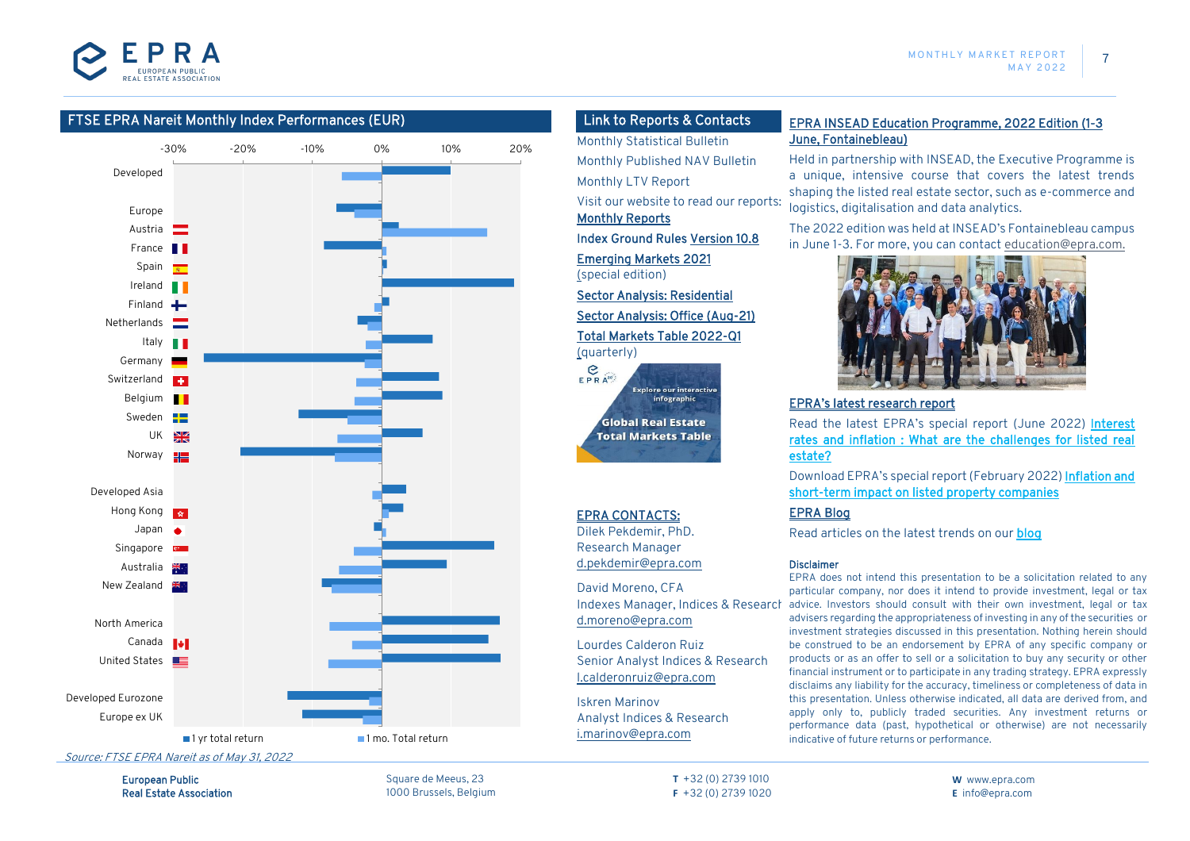## FTSE EPRA Nareit Monthly Index Performances (EUR)

-30% -20% -10% 0% 10% 20%

Developed

Europe
Austria
France
Spain
Ireland
Finland
Netherlands
Italy
Germany
Switzerland
Belgium
Sweden
UK
Norway

Developed Asia
Hong Kong
Japan
Singapore
Australia
New Zealand

North America
Canada
United States

Developed Eurozone
Europe ex UK

1 yr total return
1 mo. Total return

*Source: FTSE EPRA Nareit as of May 31, 2022*

## Link to Reports & Contacts

Monthly Statistical Bulletin

Monthly Published NAV Bulletin

Monthly LTV Report

Visit our website to read our reports: **Monthly Reports**

**Index Ground Rules Version 10.8**

**Emerging Markets 2021** (special edition)

**Sector Analysis: Residential**

**Sector Analysis: Office (Aug-21)**

**Total Markets Table 2022-Q1** (quarterly)

Explore our interactive infographic

Global Real Estate Total Markets Table

**EPRA CONTACTS:**

Dilek Pekdemir, PhD.
Research Manager
d.pekdemir@epra.com

David Moreno, CFA
Indexes Manager, Indices & Research
d.moreno@epra.com

Lourdes Calderon Ruiz
Senior Analyst Indices & Research
l.calderonruiz@epra.com

Iskren Marinov
Analyst Indices & Research
i.marinov@epra.com

### EPRA INSEAD Education Programme, 2022 Edition (1-3 June, Fontainebleau)

Held in partnership with INSEAD, the Executive Programme is a unique, intensive course that covers the latest trends shaping the listed real estate sector, such as e-commerce and logistics, digitalisation and data analytics.

The 2022 edition was held at INSEAD's Fontainebleau campus in June 1-3. For more, you can contact education@epra.com.

### EPRA's latest research report

Read the latest EPRA's special report (June 2022) Interest rates and inflation : What are the challenges for listed real estate?

Download EPRA's special report (February 2022) Inflation and short-term impact on listed property companies

### EPRA Blog

Read articles on the latest trends on our blog

**Disclaimer**

EPRA does not intend this presentation to be a solicitation related to any particular company, nor does it intend to provide investment, legal or tax advice. Investors should consult with their own investment, legal or tax advisers regarding the appropriateness of investing in any of the securities or investment strategies discussed in this presentation. Nothing herein should be construed to be an endorsement by EPRA of any specific company or products or as an offer to sell or a solicitation to buy any security or other financial instrument or to participate in any trading strategy. EPRA expressly disclaims any liability for the accuracy, timeliness or completeness of data in this presentation. Unless otherwise indicated, all data are derived from, and apply only to, publicly traded securities. Any investment returns or performance data (past, hypothetical or otherwise) are not necessarily indicative of future returns or performance.